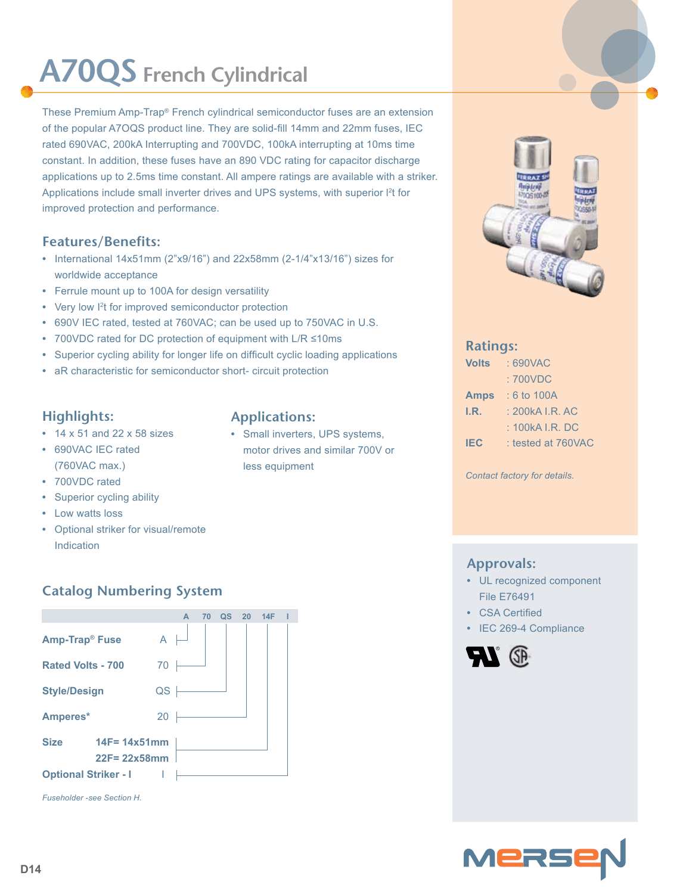# A70QS French Cylindrical

These Premium Amp-Trap® French cylindrical semiconductor fuses are an extension of the popular A7OQS product line. They are solid-fill 14mm and 22mm fuses, IEC rated 690VAC, 200kA Interrupting and 700VDC, 100kA interrupting at 10ms time constant. In addition, these fuses have an 890 VDC rating for capacitor discharge applications up to 2.5ms time constant. All ampere ratings are available with a striker. Applications include small inverter drives and UPS systems, with superior $I^2t$ for improved protection and performance.

## Features/Benefits:

- International 14x51mm (2"x9/16") and 22x58mm (2-1/4"x13/16") sizes for worldwide acceptance
- Ferrule mount up to 100A for design versatility
- Very low $I^2t$ for improved semiconductor protection
- 690V IEC rated, tested at 760VAC; can be used up to 750VAC in U.S.
- 700VDC rated for DC protection of equipment with L/R ≤10ms
- Superior cycling ability for longer life on difficult cyclic loading applications
- aR characteristic for semiconductor short- circuit protection

## Highlights:

- 14 x 51 and 22 x 58 sizes
- 690VAC IEC rated (760VAC max.)
- 700VDC rated
- Superior cycling ability
- Low watts loss
- Optional striker for visual/remote Indication

## Applications:

- Small inverters, UPS systems, motor drives and similar 700V or less equipment

## Catalog Numbering System

**A 70 QS 20 14F I**

| | Code |
|---|---|
| **Amp-Trap® Fuse** | A |
| **Rated Volts - 700** | 70 |
| **Style/Design** | QS |
| **Amperes*** | 20 |
| **Size** | **14F= 14x51mm**<br>**22F= 22x58mm** |
| **Optional Striker - I** | I |

*Fuseholder -see Section H.*

## Ratings:

| | |
|---|---|
| **Volts** | : 690VAC |
| | : 700VDC |
| **Amps** | : 6 to 100A |
| **I.R.** | : 200kA I.R. AC |
| | : 100kA I.R. DC |
| **IEC** | : tested at 760VAC |

*Contact factory for details.*

## Approvals:

- UL recognized component File E76491
- CSA Certified
- IEC 269-4 Compliance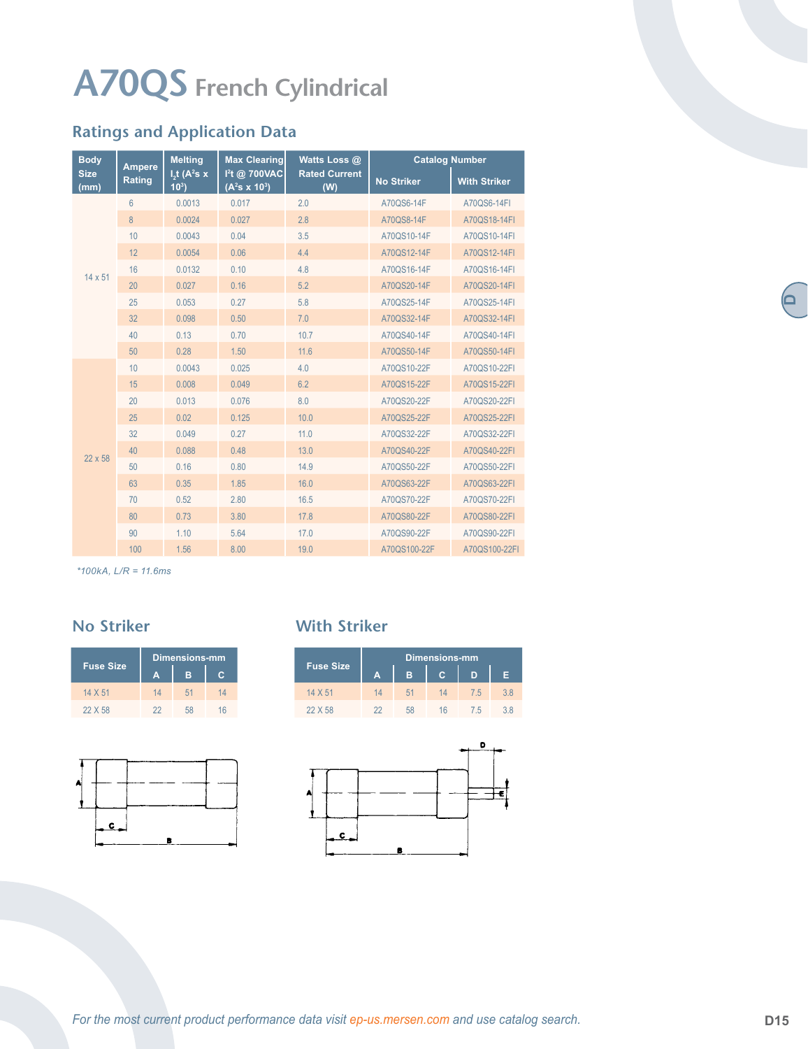# A70QS French Cylindrical

## Ratings and Application Data

| Body Size (mm) | Ampere Rating | Melting $I^2t$ ($A^2s \times 10^3$) | Max Clearing $I^2t$ @ 700VAC ($A^2s \times 10^3$) | Watts Loss @ Rated Current (W) | Catalog Number | |
|---|---|---|---|---|---|---|
| | | | | | No Striker | With Striker |
| 14 x 51 | 6 | 0.0013 | 0.017 | 2.0 | A70QS6-14F | A70QS6-14FI |
| | 8 | 0.0024 | 0.027 | 2.8 | A70QS8-14F | A70QS18-14FI |
| | 10 | 0.0043 | 0.04 | 3.5 | A70QS10-14F | A70QS10-14FI |
| | 12 | 0.0054 | 0.06 | 4.4 | A70QS12-14F | A70QS12-14FI |
| | 16 | 0.0132 | 0.10 | 4.8 | A70QS16-14F | A70QS16-14FI |
| | 20 | 0.027 | 0.16 | 5.2 | A70QS20-14F | A70QS20-14FI |
| | 25 | 0.053 | 0.27 | 5.8 | A70QS25-14F | A70QS25-14FI |
| | 32 | 0.098 | 0.50 | 7.0 | A70QS32-14F | A70QS32-14FI |
| | 40 | 0.13 | 0.70 | 10.7 | A70QS40-14F | A70QS40-14FI |
| | 50 | 0.28 | 1.50 | 11.6 | A70QS50-14F | A70QS50-14FI |
| 22 x 58 | 10 | 0.0043 | 0.025 | 4.0 | A70QS10-22F | A70QS10-22FI |
| | 15 | 0.008 | 0.049 | 6.2 | A70QS15-22F | A70QS15-22FI |
| | 20 | 0.013 | 0.076 | 8.0 | A70QS20-22F | A70QS20-22FI |
| | 25 | 0.02 | 0.125 | 10.0 | A70QS25-22F | A70QS25-22FI |
| | 32 | 0.049 | 0.27 | 11.0 | A70QS32-22F | A70QS32-22FI |
| | 40 | 0.088 | 0.48 | 13.0 | A70QS40-22F | A70QS40-22FI |
| | 50 | 0.16 | 0.80 | 14.9 | A70QS50-22F | A70QS50-22FI |
| | 63 | 0.35 | 1.85 | 16.0 | A70QS63-22F | A70QS63-22FI |
| | 70 | 0.52 | 2.80 | 16.5 | A70QS70-22F | A70QS70-22FI |
| | 80 | 0.73 | 3.80 | 17.8 | A70QS80-22F | A70QS80-22FI |
| | 90 | 1.10 | 5.64 | 17.0 | A70QS90-22F | A70QS90-22FI |
| | 100 | 1.56 | 8.00 | 19.0 | A70QS100-22F | A70QS100-22FI |

*\*100kA, L/R = 11.6ms*

## No Striker

| Fuse Size | Dimensions-mm | | |
|---|---|---|---|
| | A | B | C |
| 14 X 51 | 14 | 51 | 14 |
| 22 X 58 | 22 | 58 | 16 |

A

C

B

## With Striker

| Fuse Size | Dimensions-mm | | | | |
|---|---|---|---|---|---|
| | A | B | C | D | E |
| 14 X 51 | 14 | 51 | 14 | 7.5 | 3.8 |
| 22 X 58 | 22 | 58 | 16 | 7.5 | 3.8 |

D

A

E

C

B

*For the most current product performance data visit ep-us.mersen.com and use catalog search.*